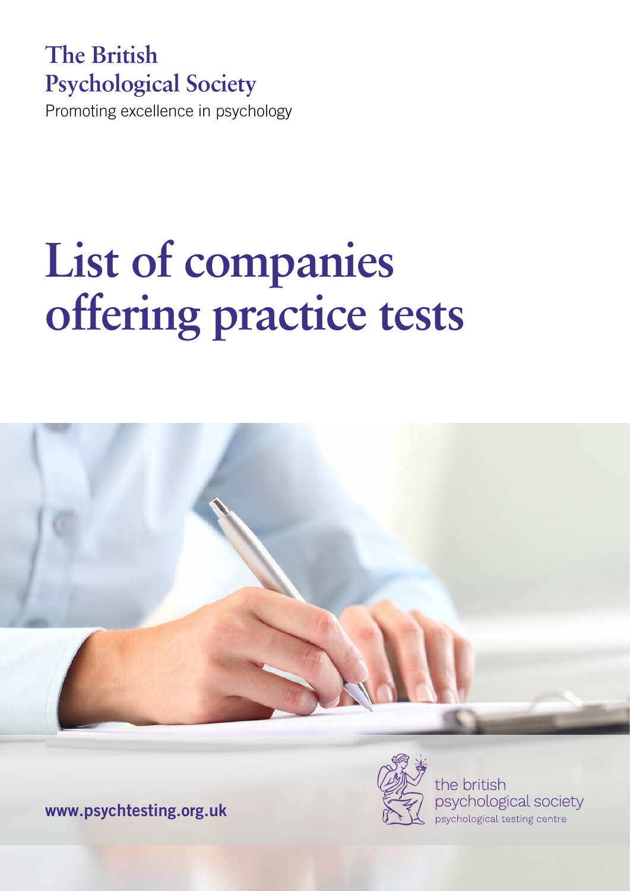The British Psychological Society

Promoting excellence in psychology

# List of companies offering practice tests

www.psychtesting.org.uk

the british psychological society

psychological testing centre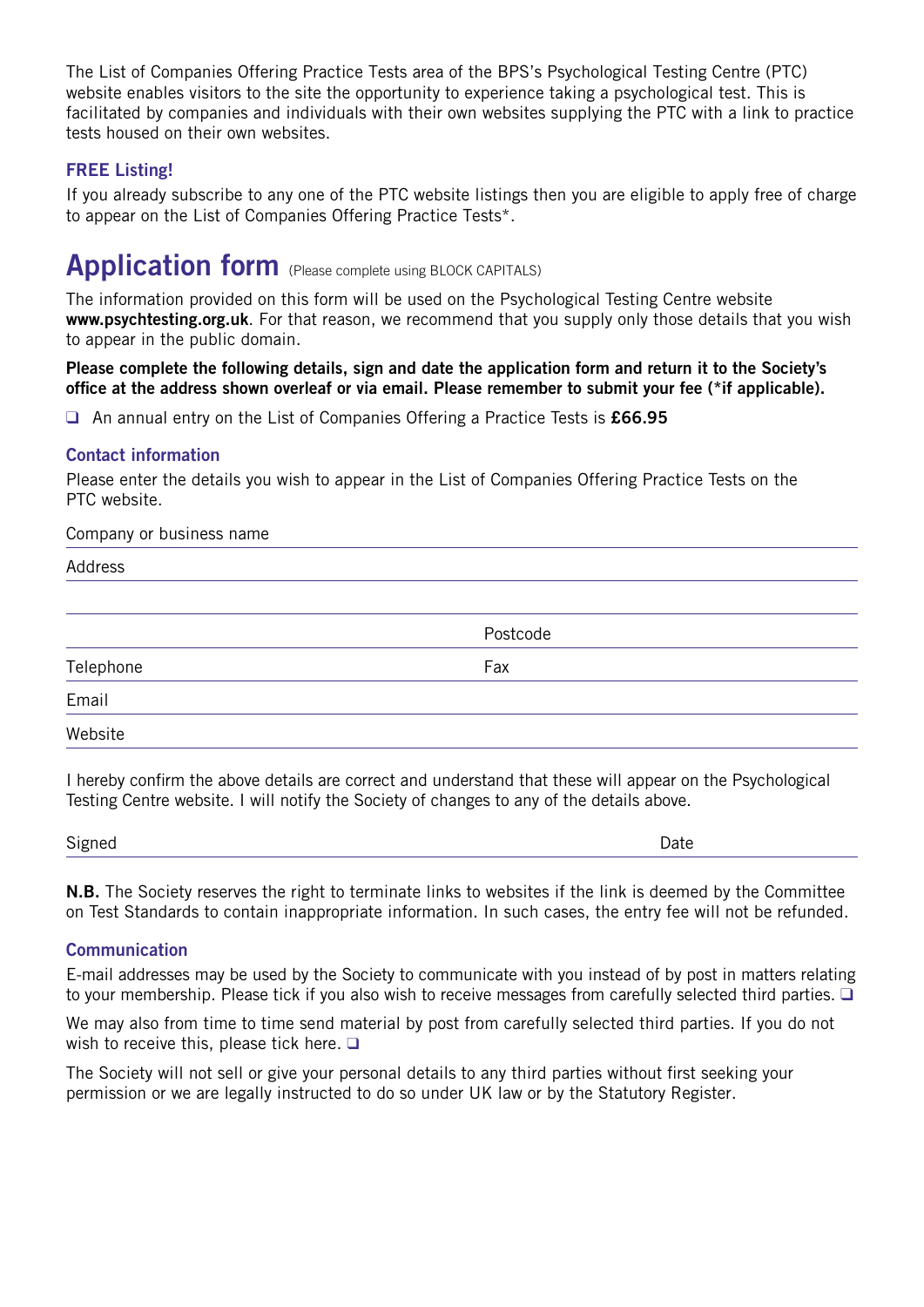The List of Companies Offering Practice Tests area of the BPS's Psychological Testing Centre (PTC) website enables visitors to the site the opportunity to experience taking a psychological test. This is facilitated by companies and individuals with their own websites supplying the PTC with a link to practice tests housed on their own websites.

### FREE Listing!

If you already subscribe to any one of the PTC website listings then you are eligible to apply free of charge to appear on the List of Companies Offering Practice Tests*.

# Application form (Please complete using BLOCK CAPITALS)

The information provided on this form will be used on the Psychological Testing Centre website **www.psychtesting.org.uk**. For that reason, we recommend that you supply only those details that you wish to appear in the public domain.

**Please complete the following details, sign and date the application form and return it to the Society's office at the address shown overleaf or via email. Please remember to submit your fee (*if applicable).**

❑ An annual entry on the List of Companies Offering a Practice Tests is **£66.95**

### Contact information

Please enter the details you wish to appear in the List of Companies Offering Practice Tests on the PTC website.

Company or business name

Address

Postcode

Telephone — Fax

Email

Website

I hereby confirm the above details are correct and understand that these will appear on the Psychological Testing Centre website. I will notify the Society of changes to any of the details above.

Signed — Date

**N.B.** The Society reserves the right to terminate links to websites if the link is deemed by the Committee on Test Standards to contain inappropriate information. In such cases, the entry fee will not be refunded.

### Communication

E-mail addresses may be used by the Society to communicate with you instead of by post in matters relating to your membership. Please tick if you also wish to receive messages from carefully selected third parties. ❑

We may also from time to time send material by post from carefully selected third parties. If you do not wish to receive this, please tick here. ❑

The Society will not sell or give your personal details to any third parties without first seeking your permission or we are legally instructed to do so under UK law or by the Statutory Register.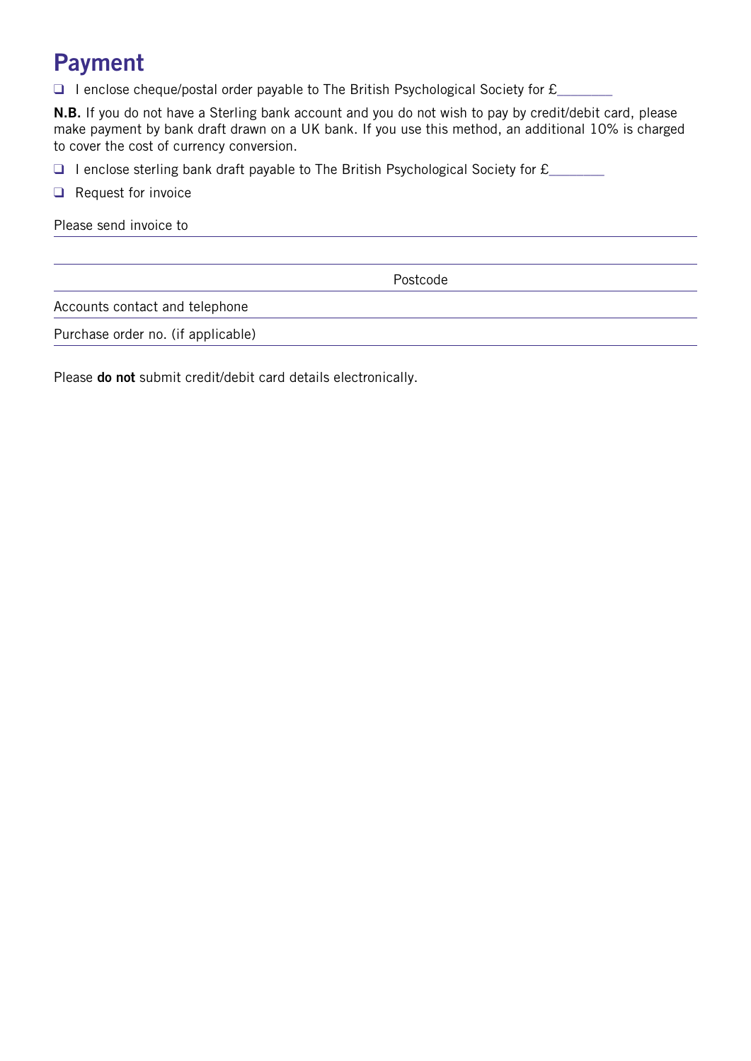# Payment

❑ I enclose cheque/postal order payable to The British Psychological Society for £________

**N.B.** If you do not have a Sterling bank account and you do not wish to pay by credit/debit card, please make payment by bank draft drawn on a UK bank. If you use this method, an additional 10% is charged to cover the cost of currency conversion.

❑ I enclose sterling bank draft payable to The British Psychological Society for £________

❑ Request for invoice

Please send invoice to ________________________________________

________________________________________

Postcode ________________________________________

Accounts contact and telephone ________________________________________

Purchase order no. (if applicable) ________________________________________

Please **do not** submit credit/debit card details electronically.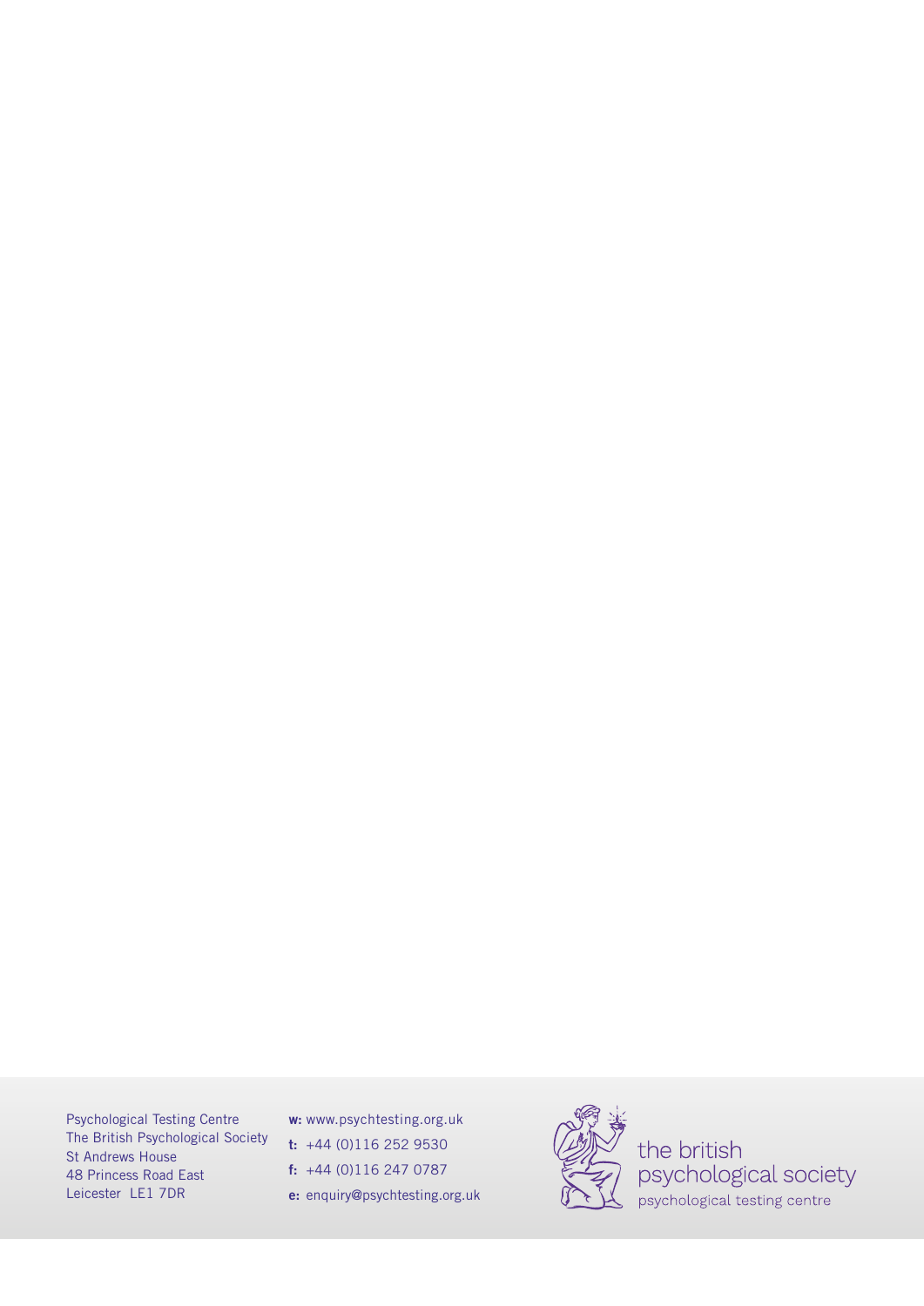Psychological Testing Centre
The British Psychological Society
St Andrews House
48 Princess Road East
Leicester LE1 7DR

**w:** www.psychtesting.org.uk

**t:** +44 (0)116 252 9530

**f:** +44 (0)116 247 0787

**e:** enquiry@psychtesting.org.uk

the british psychological society
psychological testing centre